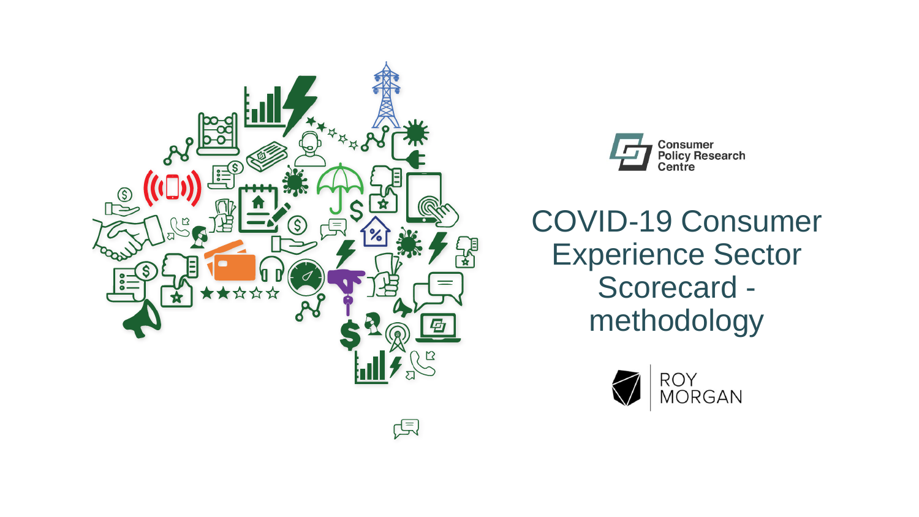Consumer Policy Research Centre

# COVID-19 Consumer Experience Sector Scorecard - methodology

ROY MORGAN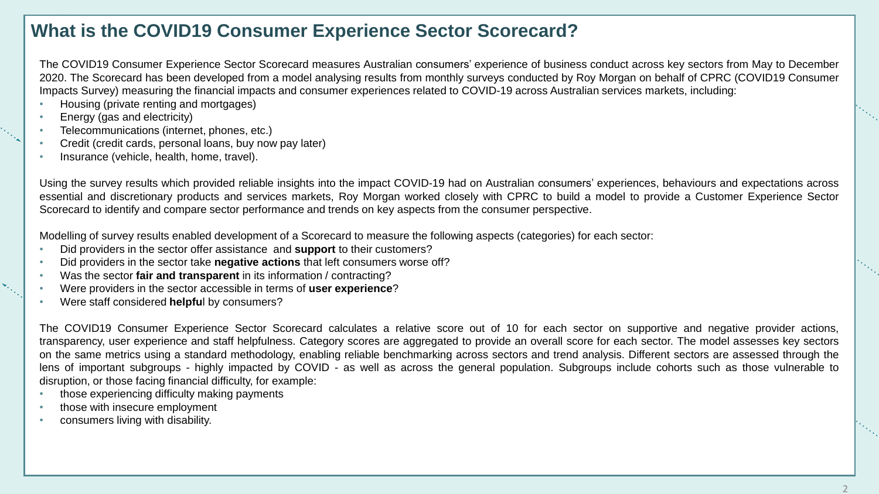# What is the COVID19 Consumer Experience Sector Scorecard?

The COVID19 Consumer Experience Sector Scorecard measures Australian consumers' experience of business conduct across key sectors from May to December 2020. The Scorecard has been developed from a model analysing results from monthly surveys conducted by Roy Morgan on behalf of CPRC (COVID19 Consumer Impacts Survey) measuring the financial impacts and consumer experiences related to COVID-19 across Australian services markets, including:

- Housing (private renting and mortgages)
- Energy (gas and electricity)
- Telecommunications (internet, phones, etc.)
- Credit (credit cards, personal loans, buy now pay later)
- Insurance (vehicle, health, home, travel).

Using the survey results which provided reliable insights into the impact COVID-19 had on Australian consumers' experiences, behaviours and expectations across essential and discretionary products and services markets, Roy Morgan worked closely with CPRC to build a model to provide a Customer Experience Sector Scorecard to identify and compare sector performance and trends on key aspects from the consumer perspective.

Modelling of survey results enabled development of a Scorecard to measure the following aspects (categories) for each sector:

- Did providers in the sector offer assistance and **support** to their customers?
- Did providers in the sector take **negative actions** that left consumers worse off?
- Was the sector **fair and transparent** in its information / contracting?
- Were providers in the sector accessible in terms of **user experience**?
- Were staff considered **helpful** by consumers?

The COVID19 Consumer Experience Sector Scorecard calculates a relative score out of 10 for each sector on supportive and negative provider actions, transparency, user experience and staff helpfulness. Category scores are aggregated to provide an overall score for each sector. The model assesses key sectors on the same metrics using a standard methodology, enabling reliable benchmarking across sectors and trend analysis. Different sectors are assessed through the lens of important subgroups - highly impacted by COVID - as well as across the general population. Subgroups include cohorts such as those vulnerable to disruption, or those facing financial difficulty, for example:

- those experiencing difficulty making payments
- those with insecure employment
- consumers living with disability.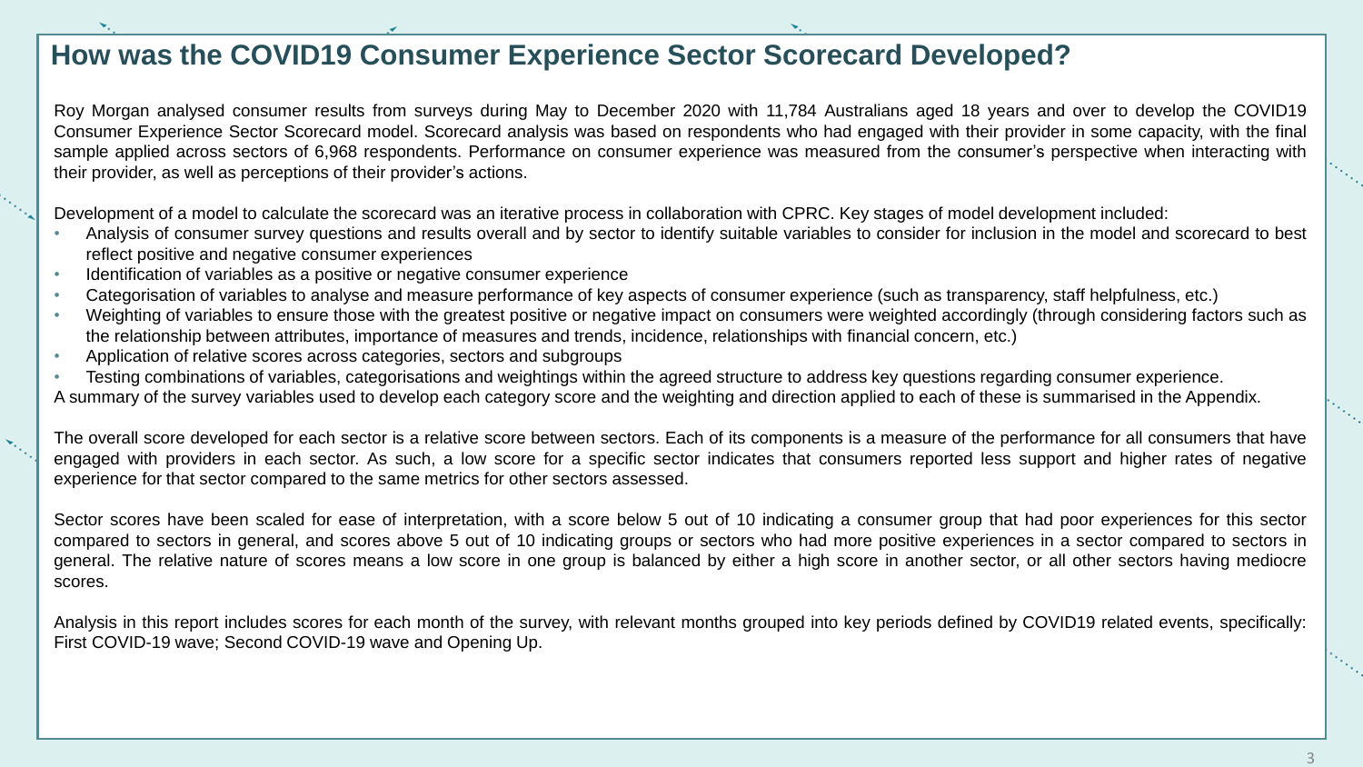# How was the COVID19 Consumer Experience Sector Scorecard Developed?

Roy Morgan analysed consumer results from surveys during May to December 2020 with 11,784 Australians aged 18 years and over to develop the COVID19 Consumer Experience Sector Scorecard model. Scorecard analysis was based on respondents who had engaged with their provider in some capacity, with the final sample applied across sectors of 6,968 respondents. Performance on consumer experience was measured from the consumer's perspective when interacting with their provider, as well as perceptions of their provider's actions.

Development of a model to calculate the scorecard was an iterative process in collaboration with CPRC. Key stages of model development included:

- Analysis of consumer survey questions and results overall and by sector to identify suitable variables to consider for inclusion in the model and scorecard to best reflect positive and negative consumer experiences
- Identification of variables as a positive or negative consumer experience
- Categorisation of variables to analyse and measure performance of key aspects of consumer experience (such as transparency, staff helpfulness, etc.)
- Weighting of variables to ensure those with the greatest positive or negative impact on consumers were weighted accordingly (through considering factors such as the relationship between attributes, importance of measures and trends, incidence, relationships with financial concern, etc.)
- Application of relative scores across categories, sectors and subgroups
- Testing combinations of variables, categorisations and weightings within the agreed structure to address key questions regarding consumer experience.

A summary of the survey variables used to develop each category score and the weighting and direction applied to each of these is summarised in the Appendix.

The overall score developed for each sector is a relative score between sectors. Each of its components is a measure of the performance for all consumers that have engaged with providers in each sector. As such, a low score for a specific sector indicates that consumers reported less support and higher rates of negative experience for that sector compared to the same metrics for other sectors assessed.

Sector scores have been scaled for ease of interpretation, with a score below 5 out of 10 indicating a consumer group that had poor experiences for this sector compared to sectors in general, and scores above 5 out of 10 indicating groups or sectors who had more positive experiences in a sector compared to sectors in general. The relative nature of scores means a low score in one group is balanced by either a high score in another sector, or all other sectors having mediocre scores.

Analysis in this report includes scores for each month of the survey, with relevant months grouped into key periods defined by COVID19 related events, specifically: First COVID-19 wave; Second COVID-19 wave and Opening Up.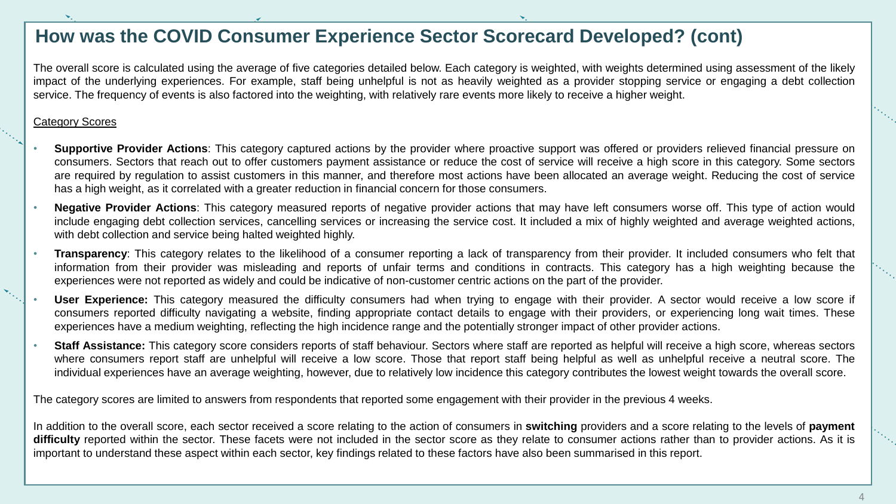# How was the COVID Consumer Experience Sector Scorecard Developed? (cont)

The overall score is calculated using the average of five categories detailed below. Each category is weighted, with weights determined using assessment of the likely impact of the underlying experiences. For example, staff being unhelpful is not as heavily weighted as a provider stopping service or engaging a debt collection service. The frequency of events is also factored into the weighting, with relatively rare events more likely to receive a higher weight.

<u>Category Scores</u>

- **Supportive Provider Actions**: This category captured actions by the provider where proactive support was offered or providers relieved financial pressure on consumers. Sectors that reach out to offer customers payment assistance or reduce the cost of service will receive a high score in this category. Some sectors are required by regulation to assist customers in this manner, and therefore most actions have been allocated an average weight. Reducing the cost of service has a high weight, as it correlated with a greater reduction in financial concern for those consumers.
- **Negative Provider Actions**: This category measured reports of negative provider actions that may have left consumers worse off. This type of action would include engaging debt collection services, cancelling services or increasing the service cost. It included a mix of highly weighted and average weighted actions, with debt collection and service being halted weighted highly.
- **Transparency**: This category relates to the likelihood of a consumer reporting a lack of transparency from their provider. It included consumers who felt that information from their provider was misleading and reports of unfair terms and conditions in contracts. This category has a high weighting because the experiences were not reported as widely and could be indicative of non-customer centric actions on the part of the provider.
- **User Experience:** This category measured the difficulty consumers had when trying to engage with their provider. A sector would receive a low score if consumers reported difficulty navigating a website, finding appropriate contact details to engage with their providers, or experiencing long wait times. These experiences have a medium weighting, reflecting the high incidence range and the potentially stronger impact of other provider actions.
- **Staff Assistance:** This category score considers reports of staff behaviour. Sectors where staff are reported as helpful will receive a high score, whereas sectors where consumers report staff are unhelpful will receive a low score. Those that report staff being helpful as well as unhelpful receive a neutral score. The individual experiences have an average weighting, however, due to relatively low incidence this category contributes the lowest weight towards the overall score.

The category scores are limited to answers from respondents that reported some engagement with their provider in the previous 4 weeks.

In addition to the overall score, each sector received a score relating to the action of consumers in **switching** providers and a score relating to the levels of **payment difficulty** reported within the sector. These facets were not included in the sector score as they relate to consumer actions rather than to provider actions. As it is important to understand these aspect within each sector, key findings related to these factors have also been summarised in this report.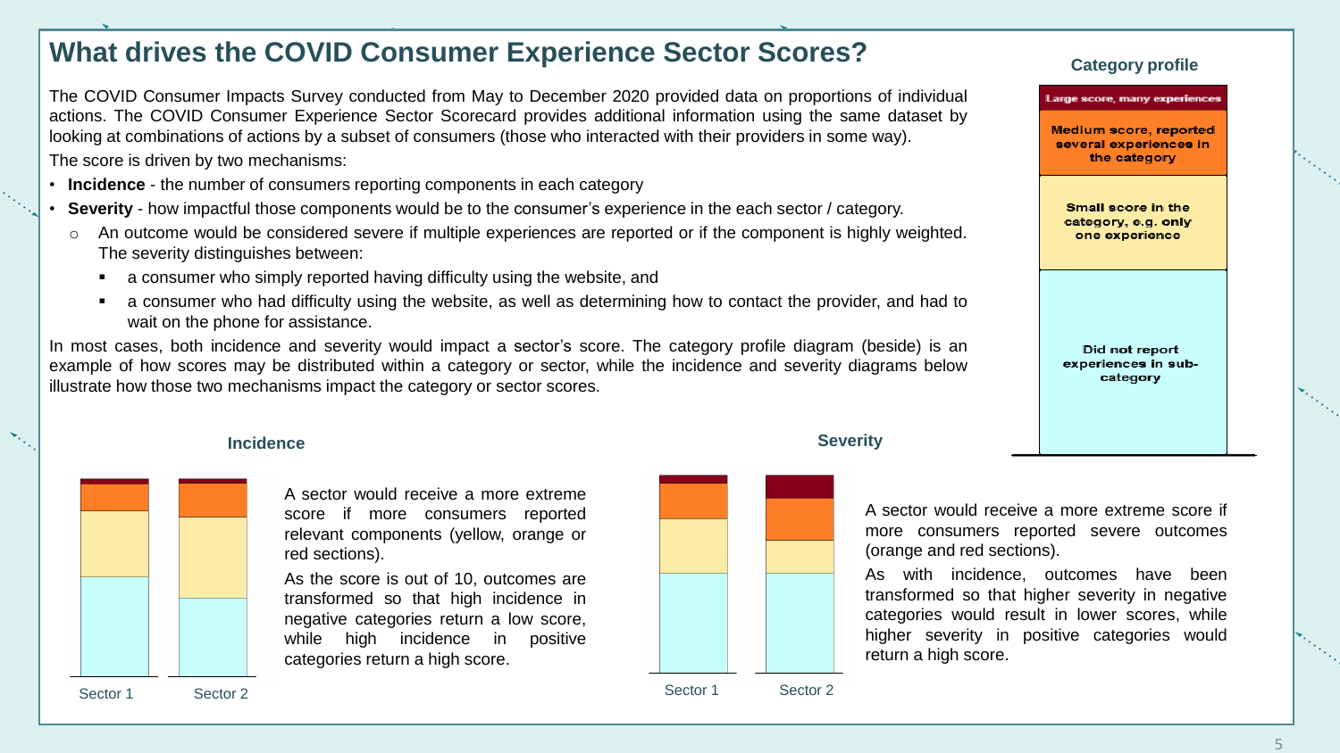# What drives the COVID Consumer Experience Sector Scores?

The COVID Consumer Impacts Survey conducted from May to December 2020 provided data on proportions of individual actions. The COVID Consumer Experience Sector Scorecard provides additional information using the same dataset by looking at combinations of actions by a subset of consumers (those who interacted with their providers in some way).

The score is driven by two mechanisms:

- **Incidence** - the number of consumers reporting components in each category
- **Severity** - how impactful those components would be to the consumer's experience in the each sector / category.
  - An outcome would be considered severe if multiple experiences are reported or if the component is highly weighted. The severity distinguishes between:
    - a consumer who simply reported having difficulty using the website, and
    - a consumer who had difficulty using the website, as well as determining how to contact the provider, and had to wait on the phone for assistance.

In most cases, both incidence and severity would impact a sector's score. The category profile diagram (beside) is an example of how scores may be distributed within a category or sector, while the incidence and severity diagrams below illustrate how those two mechanisms impact the category or sector scores.

**Category profile**

- Large score, many experiences
- Medium score, reported several experiences in the category
- Small score in the category, e.g. only one experience
- Did not report experiences in sub-category

**Incidence**

Sector 1 | Sector 2

A sector would receive a more extreme score if more consumers reported relevant components (yellow, orange or red sections).

As the score is out of 10, outcomes are transformed so that high incidence in negative categories return a low score, while high incidence in positive categories return a high score.

**Severity**

Sector 1 | Sector 2

A sector would receive a more extreme score if more consumers reported severe outcomes (orange and red sections).

As with incidence, outcomes have been transformed so that higher severity in negative categories would result in lower scores, while higher severity in positive categories would return a high score.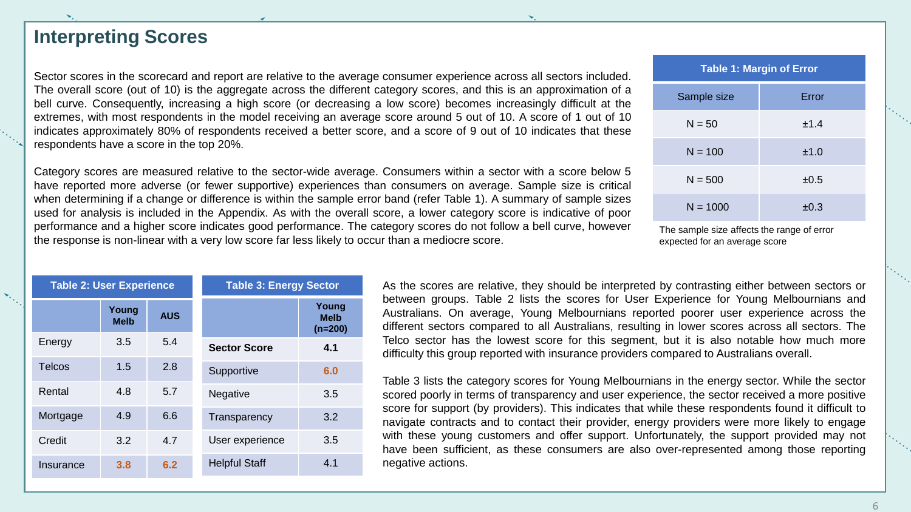## Interpreting Scores

Sector scores in the scorecard and report are relative to the average consumer experience across all sectors included. The overall score (out of 10) is the aggregate across the different category scores, and this is an approximation of a bell curve. Consequently, increasing a high score (or decreasing a low score) becomes increasingly difficult at the extremes, with most respondents in the model receiving an average score around 5 out of 10. A score of 1 out of 10 indicates approximately 80% of respondents received a better score, and a score of 9 out of 10 indicates that these respondents have a score in the top 20%.

Category scores are measured relative to the sector-wide average. Consumers within a sector with a score below 5 have reported more adverse (or fewer supportive) experiences than consumers on average. Sample size is critical when determining if a change or difference is within the sample error band (refer Table 1). A summary of sample sizes used for analysis is included in the Appendix. As with the overall score, a lower category score is indicative of poor performance and a higher score indicates good performance. The category scores do not follow a bell curve, however the response is non-linear with a very low score far less likely to occur than a mediocre score.

**Table 1: Margin of Error**

| Sample size | Error |
|---|---|
| N = 50 | ±1.4 |
| N = 100 | ±1.0 |
| N = 500 | ±0.5 |
| N = 1000 | ±0.3 |

The sample size affects the range of error expected for an average score

**Table 2: User Experience**

| | Young Melb | AUS |
|---|---|---|
| Energy | 3.5 | 5.4 |
| Telcos | 1.5 | 2.8 |
| Rental | 4.8 | 5.7 |
| Mortgage | 4.9 | 6.6 |
| Credit | 3.2 | 4.7 |
| Insurance | **3.8** | **6.2** |

**Table 3: Energy Sector**

| | Young Melb (n=200) |
|---|---|
| **Sector Score** | **4.1** |
| Supportive | **6.0** |
| Negative | 3.5 |
| Transparency | 3.2 |
| User experience | 3.5 |
| Helpful Staff | 4.1 |

As the scores are relative, they should be interpreted by contrasting either between sectors or between groups. Table 2 lists the scores for User Experience for Young Melbournians and Australians. On average, Young Melbournians reported poorer user experience across the different sectors compared to all Australians, resulting in lower scores across all sectors. The Telco sector has the lowest score for this segment, but it is also notable how much more difficulty this group reported with insurance providers compared to Australians overall.

Table 3 lists the category scores for Young Melbournians in the energy sector. While the sector scored poorly in terms of transparency and user experience, the sector received a more positive score for support (by providers). This indicates that while these respondents found it difficult to navigate contracts and to contact their provider, energy providers were more likely to engage with these young customers and offer support. Unfortunately, the support provided may not have been sufficient, as these consumers are also over-represented among those reporting negative actions.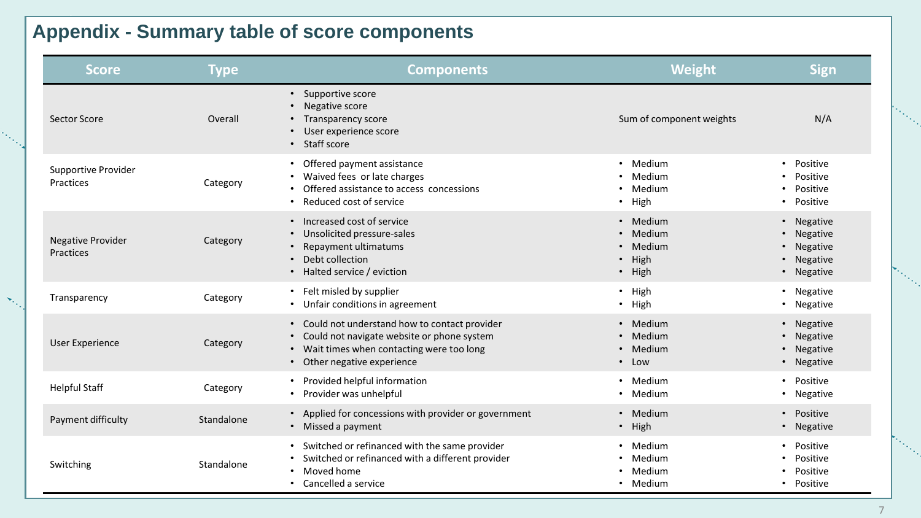# Appendix - Summary table of score components

| Score | Type | Components | Weight | Sign |
|---|---|---|---|---|
| Sector Score | Overall | • Supportive score<br>• Negative score<br>• Transparency score<br>• User experience score<br>• Staff score | Sum of component weights | N/A |
| Supportive Provider Practices | Category | • Offered payment assistance<br>• Waived fees or late charges<br>• Offered assistance to access concessions<br>• Reduced cost of service | • Medium<br>• Medium<br>• Medium<br>• High | • Positive<br>• Positive<br>• Positive<br>• Positive |
| Negative Provider Practices | Category | • Increased cost of service<br>• Unsolicited pressure-sales<br>• Repayment ultimatums<br>• Debt collection<br>• Halted service / eviction | • Medium<br>• Medium<br>• Medium<br>• High<br>• High | • Negative<br>• Negative<br>• Negative<br>• Negative<br>• Negative |
| Transparency | Category | • Felt misled by supplier<br>• Unfair conditions in agreement | • High<br>• High | • Negative<br>• Negative |
| User Experience | Category | • Could not understand how to contact provider<br>• Could not navigate website or phone system<br>• Wait times when contacting were too long<br>• Other negative experience | • Medium<br>• Medium<br>• Medium<br>• Low | • Negative<br>• Negative<br>• Negative<br>• Negative |
| Helpful Staff | Category | • Provided helpful information<br>• Provider was unhelpful | • Medium<br>• Medium | • Positive<br>• Negative |
| Payment difficulty | Standalone | • Applied for concessions with provider or government<br>• Missed a payment | • Medium<br>• High | • Positive<br>• Negative |
| Switching | Standalone | • Switched or refinanced with the same provider<br>• Switched or refinanced with a different provider<br>• Moved home<br>• Cancelled a service | • Medium<br>• Medium<br>• Medium<br>• Medium | • Positive<br>• Positive<br>• Positive<br>• Positive |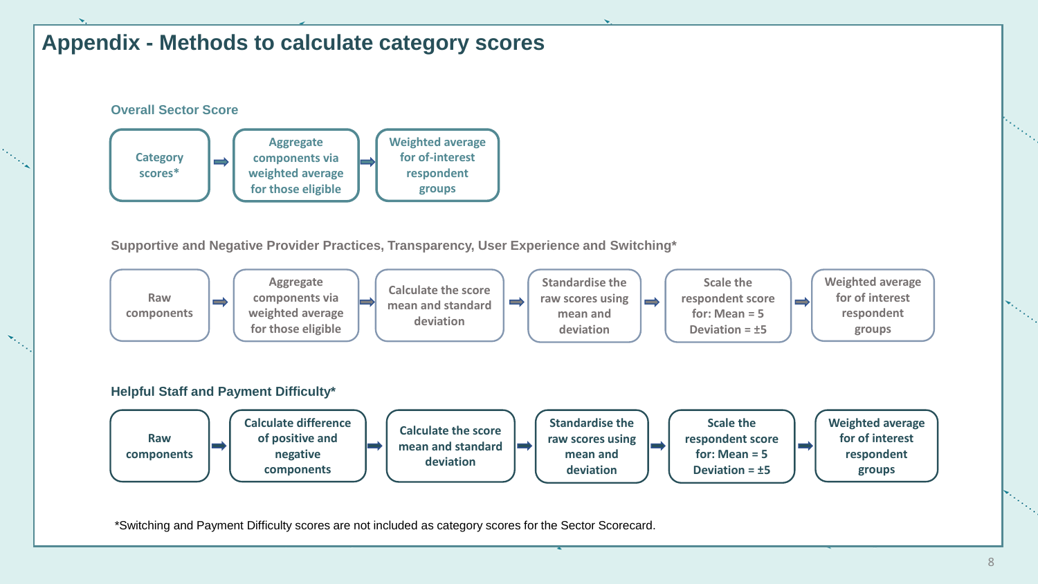# Appendix - Methods to calculate category scores

### Overall Sector Score

Category scores* → Aggregate components via weighted average for those eligible → Weighted average for of-interest respondent groups

### Supportive and Negative Provider Practices, Transparency, User Experience and Switching*

Raw components → Aggregate components via weighted average for those eligible → Calculate the score mean and standard deviation → Standardise the raw scores using mean and deviation → Scale the respondent score for: Mean = 5 Deviation = ±5 → Weighted average for of interest respondent groups

### Helpful Staff and Payment Difficulty*

Raw components → Calculate difference of positive and negative components → Calculate the score mean and standard deviation → Standardise the raw scores using mean and deviation → Scale the respondent score for: Mean = 5 Deviation = ±5 → Weighted average for of interest respondent groups

*Switching and Payment Difficulty scores are not included as category scores for the Sector Scorecard.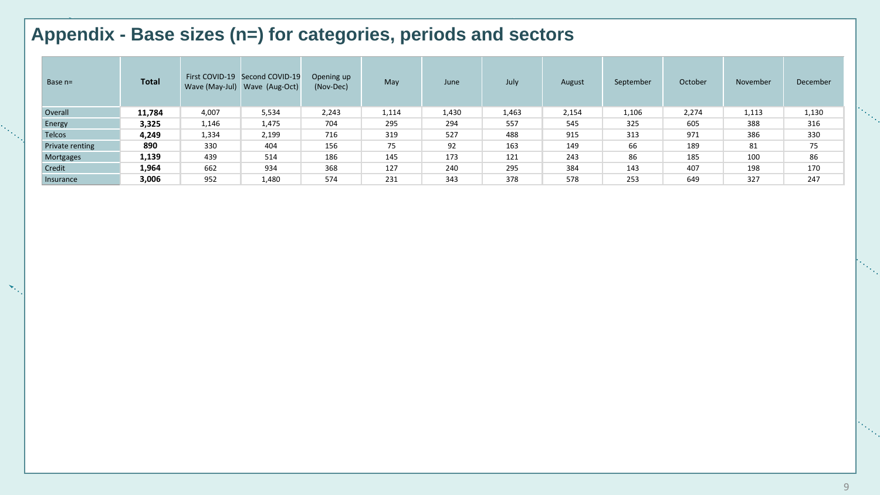# Appendix - Base sizes (n=) for categories, periods and sectors

| Base n= | Total | First COVID-19 Wave (May-Jul) | Second COVID-19 Wave (Aug-Oct) | Opening up (Nov-Dec) | May | June | July | August | September | October | November | December |
|---|---|---|---|---|---|---|---|---|---|---|---|---|
| Overall | **11,784** | 4,007 | 5,534 | 2,243 | 1,114 | 1,430 | 1,463 | 2,154 | 1,106 | 2,274 | 1,113 | 1,130 |
| Energy | **3,325** | 1,146 | 1,475 | 704 | 295 | 294 | 557 | 545 | 325 | 605 | 388 | 316 |
| Telcos | **4,249** | 1,334 | 2,199 | 716 | 319 | 527 | 488 | 915 | 313 | 971 | 386 | 330 |
| Private renting | **890** | 330 | 404 | 156 | 75 | 92 | 163 | 149 | 66 | 189 | 81 | 75 |
| Mortgages | **1,139** | 439 | 514 | 186 | 145 | 173 | 121 | 243 | 86 | 185 | 100 | 86 |
| Credit | **1,964** | 662 | 934 | 368 | 127 | 240 | 295 | 384 | 143 | 407 | 198 | 170 |
| Insurance | **3,006** | 952 | 1,480 | 574 | 231 | 343 | 378 | 578 | 253 | 649 | 327 | 247 |